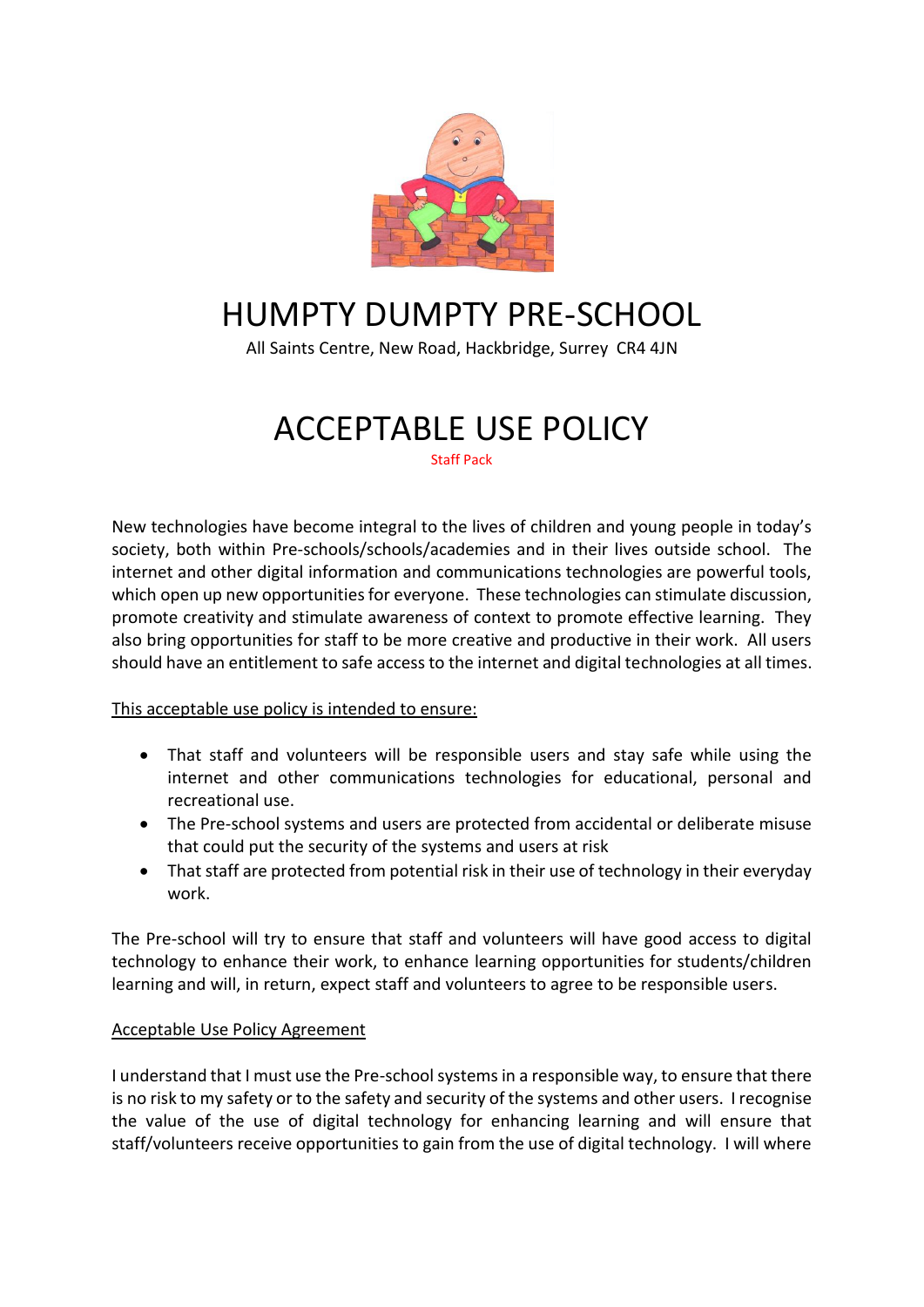# HUMPTY DUMPTY PRE-SCHOOL

All Saints Centre, New Road, Hackbridge, Surrey CR4 4JN

# ACCEPTABLE USE POLICY

Staff Pack

New technologies have become integral to the lives of children and young people in today's society, both within Pre-schools/schools/academies and in their lives outside school. The internet and other digital information and communications technologies are powerful tools, which open up new opportunities for everyone. These technologies can stimulate discussion, promote creativity and stimulate awareness of context to promote effective learning. They also bring opportunities for staff to be more creative and productive in their work. All users should have an entitlement to safe access to the internet and digital technologies at all times.

<u>This acceptable use policy is intended to ensure:</u>

- That staff and volunteers will be responsible users and stay safe while using the internet and other communications technologies for educational, personal and recreational use.
- The Pre-school systems and users are protected from accidental or deliberate misuse that could put the security of the systems and users at risk
- That staff are protected from potential risk in their use of technology in their everyday work.

The Pre-school will try to ensure that staff and volunteers will have good access to digital technology to enhance their work, to enhance learning opportunities for students/children learning and will, in return, expect staff and volunteers to agree to be responsible users.

<u>Acceptable Use Policy Agreement</u>

I understand that I must use the Pre-school systems in a responsible way, to ensure that there is no risk to my safety or to the safety and security of the systems and other users. I recognise the value of the use of digital technology for enhancing learning and will ensure that staff/volunteers receive opportunities to gain from the use of digital technology. I will where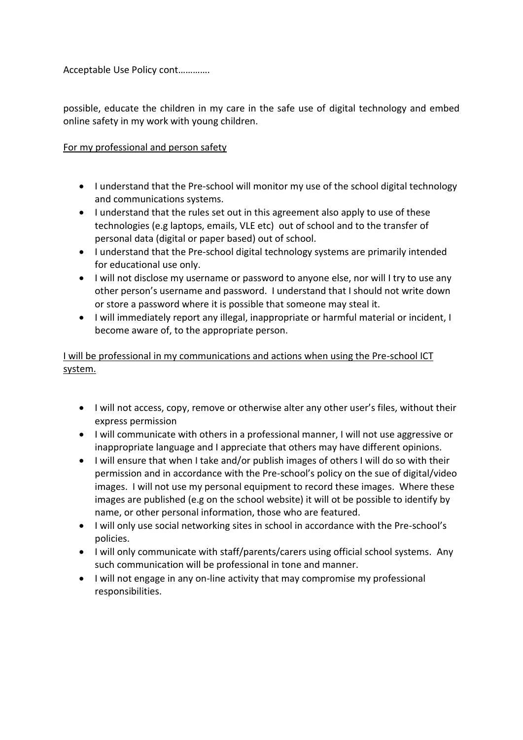Acceptable Use Policy cont………….

possible, educate the children in my care in the safe use of digital technology and embed online safety in my work with young children.

<u>For my professional and person safety</u>

- I understand that the Pre-school will monitor my use of the school digital technology and communications systems.
- I understand that the rules set out in this agreement also apply to use of these technologies (e.g laptops, emails, VLE etc) out of school and to the transfer of personal data (digital or paper based) out of school.
- I understand that the Pre-school digital technology systems are primarily intended for educational use only.
- I will not disclose my username or password to anyone else, nor will I try to use any other person's username and password. I understand that I should not write down or store a password where it is possible that someone may steal it.
- I will immediately report any illegal, inappropriate or harmful material or incident, I become aware of, to the appropriate person.

<u>I will be professional in my communications and actions when using the Pre-school ICT system.</u>

- I will not access, copy, remove or otherwise alter any other user's files, without their express permission
- I will communicate with others in a professional manner, I will not use aggressive or inappropriate language and I appreciate that others may have different opinions.
- I will ensure that when I take and/or publish images of others I will do so with their permission and in accordance with the Pre-school's policy on the sue of digital/video images. I will not use my personal equipment to record these images. Where these images are published (e.g on the school website) it will ot be possible to identify by name, or other personal information, those who are featured.
- I will only use social networking sites in school in accordance with the Pre-school's policies.
- I will only communicate with staff/parents/carers using official school systems. Any such communication will be professional in tone and manner.
- I will not engage in any on-line activity that may compromise my professional responsibilities.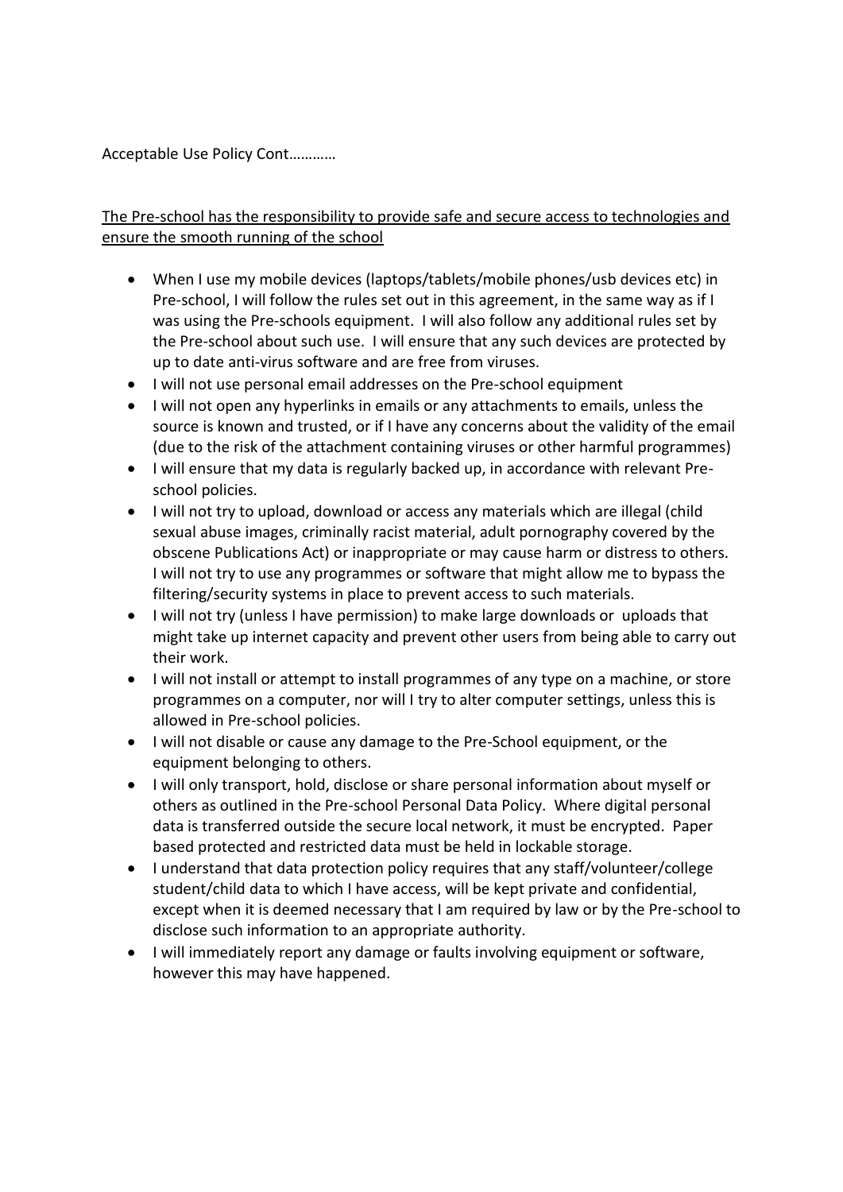Acceptable Use Policy Cont…………

<u>The Pre-school has the responsibility to provide safe and secure access to technologies and ensure the smooth running of the school</u>

- When I use my mobile devices (laptops/tablets/mobile phones/usb devices etc) in Pre-school, I will follow the rules set out in this agreement, in the same way as if I was using the Pre-schools equipment. I will also follow any additional rules set by the Pre-school about such use. I will ensure that any such devices are protected by up to date anti-virus software and are free from viruses.
- I will not use personal email addresses on the Pre-school equipment
- I will not open any hyperlinks in emails or any attachments to emails, unless the source is known and trusted, or if I have any concerns about the validity of the email (due to the risk of the attachment containing viruses or other harmful programmes)
- I will ensure that my data is regularly backed up, in accordance with relevant Pre-school policies.
- I will not try to upload, download or access any materials which are illegal (child sexual abuse images, criminally racist material, adult pornography covered by the obscene Publications Act) or inappropriate or may cause harm or distress to others. I will not try to use any programmes or software that might allow me to bypass the filtering/security systems in place to prevent access to such materials.
- I will not try (unless I have permission) to make large downloads or uploads that might take up internet capacity and prevent other users from being able to carry out their work.
- I will not install or attempt to install programmes of any type on a machine, or store programmes on a computer, nor will I try to alter computer settings, unless this is allowed in Pre-school policies.
- I will not disable or cause any damage to the Pre-School equipment, or the equipment belonging to others.
- I will only transport, hold, disclose or share personal information about myself or others as outlined in the Pre-school Personal Data Policy. Where digital personal data is transferred outside the secure local network, it must be encrypted. Paper based protected and restricted data must be held in lockable storage.
- I understand that data protection policy requires that any staff/volunteer/college student/child data to which I have access, will be kept private and confidential, except when it is deemed necessary that I am required by law or by the Pre-school to disclose such information to an appropriate authority.
- I will immediately report any damage or faults involving equipment or software, however this may have happened.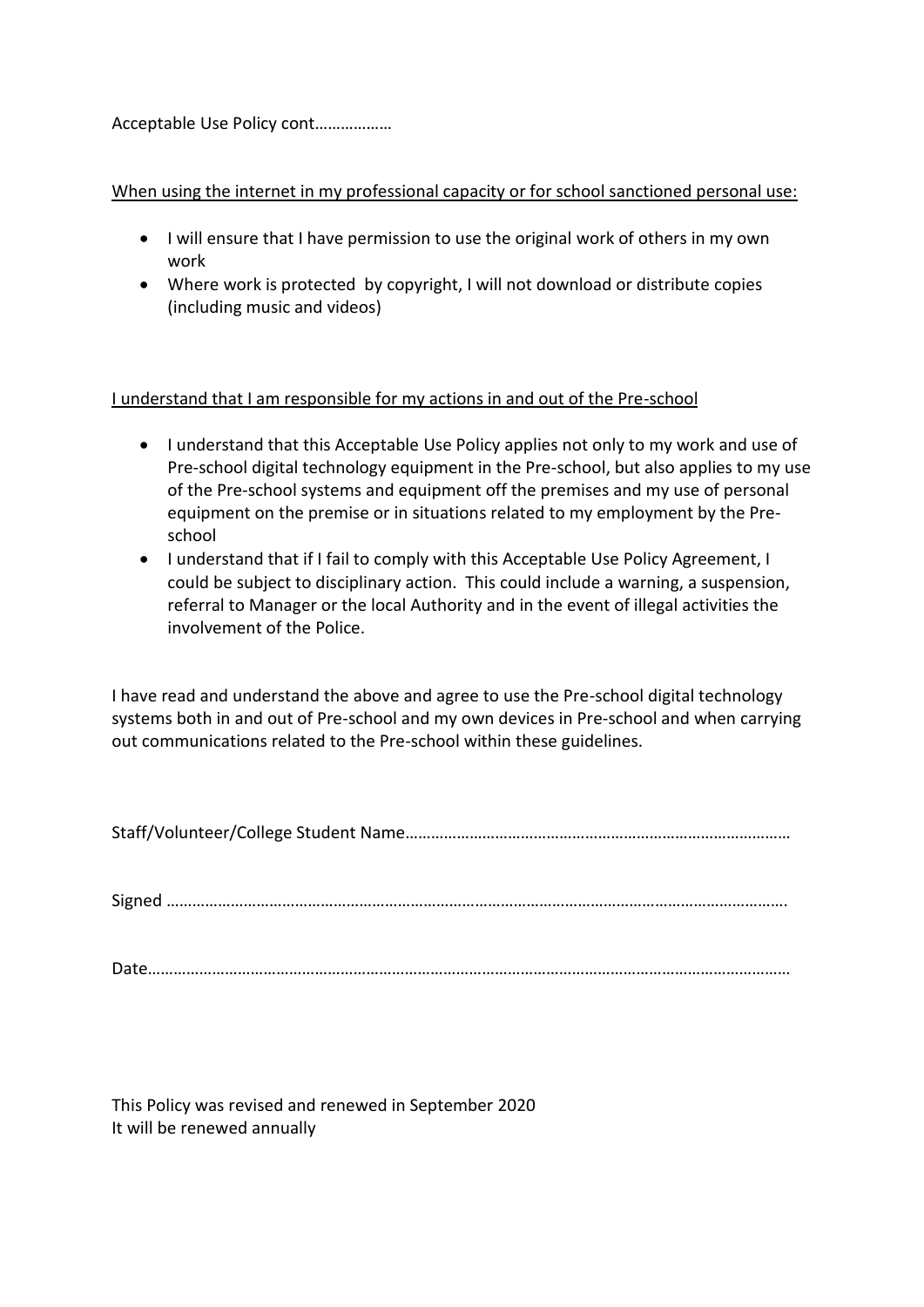Acceptable Use Policy cont………………

<u>When using the internet in my professional capacity or for school sanctioned personal use:</u>

- I will ensure that I have permission to use the original work of others in my own work
- Where work is protected by copyright, I will not download or distribute copies (including music and videos)

<u>I understand that I am responsible for my actions in and out of the Pre-school</u>

- I understand that this Acceptable Use Policy applies not only to my work and use of Pre-school digital technology equipment in the Pre-school, but also applies to my use of the Pre-school systems and equipment off the premises and my use of personal equipment on the premise or in situations related to my employment by the Pre-school
- I understand that if I fail to comply with this Acceptable Use Policy Agreement, I could be subject to disciplinary action. This could include a warning, a suspension, referral to Manager or the local Authority and in the event of illegal activities the involvement of the Police.

I have read and understand the above and agree to use the Pre-school digital technology systems both in and out of Pre-school and my own devices in Pre-school and when carrying out communications related to the Pre-school within these guidelines.

Staff/Volunteer/College Student Name………………………………………………………………………………

Signed …………………………………………………………………………………………………………………….

Date……………………………………………………………………………………………………………………………

This Policy was revised and renewed in September 2020
It will be renewed annually